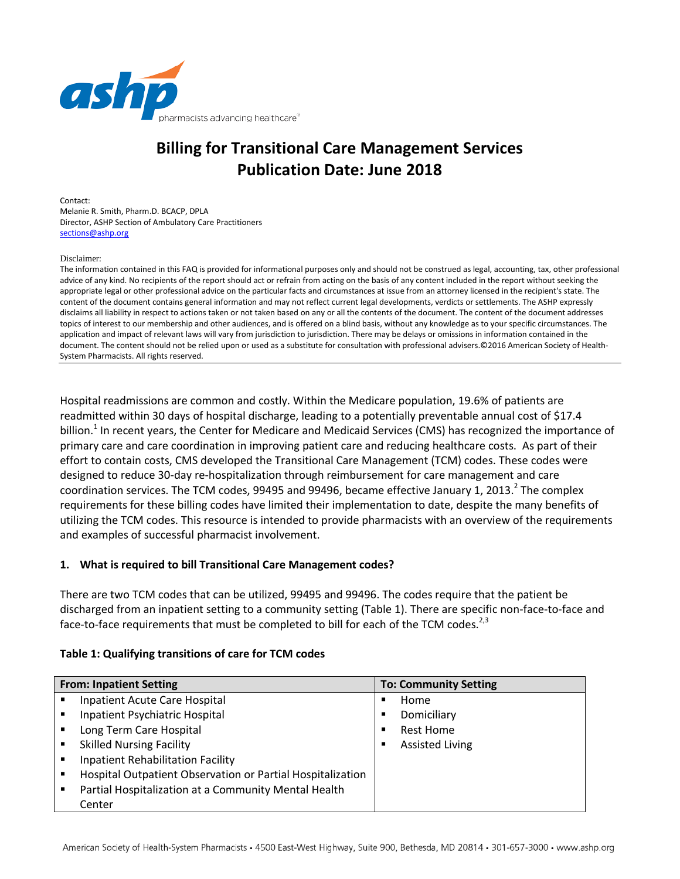ashp pharmacists advancing healthcare®

# Billing for Transitional Care Management Services
# Publication Date: June 2018

Contact:
Melanie R. Smith, Pharm.D. BCACP, DPLA
Director, ASHP Section of Ambulatory Care Practitioners
sections@ashp.org

Disclaimer:
The information contained in this FAQ is provided for informational purposes only and should not be construed as legal, accounting, tax, other professional advice of any kind. No recipients of the report should act or refrain from acting on the basis of any content included in the report without seeking the appropriate legal or other professional advice on the particular facts and circumstances at issue from an attorney licensed in the recipient's state. The content of the document contains general information and may not reflect current legal developments, verdicts or settlements. The ASHP expressly disclaims all liability in respect to actions taken or not taken based on any or all the contents of the document. The content of the document addresses topics of interest to our membership and other audiences, and is offered on a blind basis, without any knowledge as to your specific circumstances. The application and impact of relevant laws will vary from jurisdiction to jurisdiction. There may be delays or omissions in information contained in the document. The content should not be relied upon or used as a substitute for consultation with professional advisers.©2016 American Society of Health-System Pharmacists. All rights reserved.

---

Hospital readmissions are common and costly. Within the Medicare population, 19.6% of patients are readmitted within 30 days of hospital discharge, leading to a potentially preventable annual cost of $17.4 billion.[1] In recent years, the Center for Medicare and Medicaid Services (CMS) has recognized the importance of primary care and care coordination in improving patient care and reducing healthcare costs. As part of their effort to contain costs, CMS developed the Transitional Care Management (TCM) codes. These codes were designed to reduce 30-day re-hospitalization through reimbursement for care management and care coordination services. The TCM codes, 99495 and 99496, became effective January 1, 2013.[2] The complex requirements for these billing codes have limited their implementation to date, despite the many benefits of utilizing the TCM codes. This resource is intended to provide pharmacists with an overview of the requirements and examples of successful pharmacist involvement.

### 1. What is required to bill Transitional Care Management codes?

There are two TCM codes that can be utilized, 99495 and 99496. The codes require that the patient be discharged from an inpatient setting to a community setting (Table 1). There are specific non-face-to-face and face-to-face requirements that must be completed to bill for each of the TCM codes.[2,3]

**Table 1: Qualifying transitions of care for TCM codes**

| From: Inpatient Setting | To: Community Setting |
|---|---|
| ▪ Inpatient Acute Care Hospital | ▪ Home |
| ▪ Inpatient Psychiatric Hospital | ▪ Domiciliary |
| ▪ Long Term Care Hospital | ▪ Rest Home |
| ▪ Skilled Nursing Facility | ▪ Assisted Living |
| ▪ Inpatient Rehabilitation Facility | |
| ▪ Hospital Outpatient Observation or Partial Hospitalization | |
| ▪ Partial Hospitalization at a Community Mental Health Center | |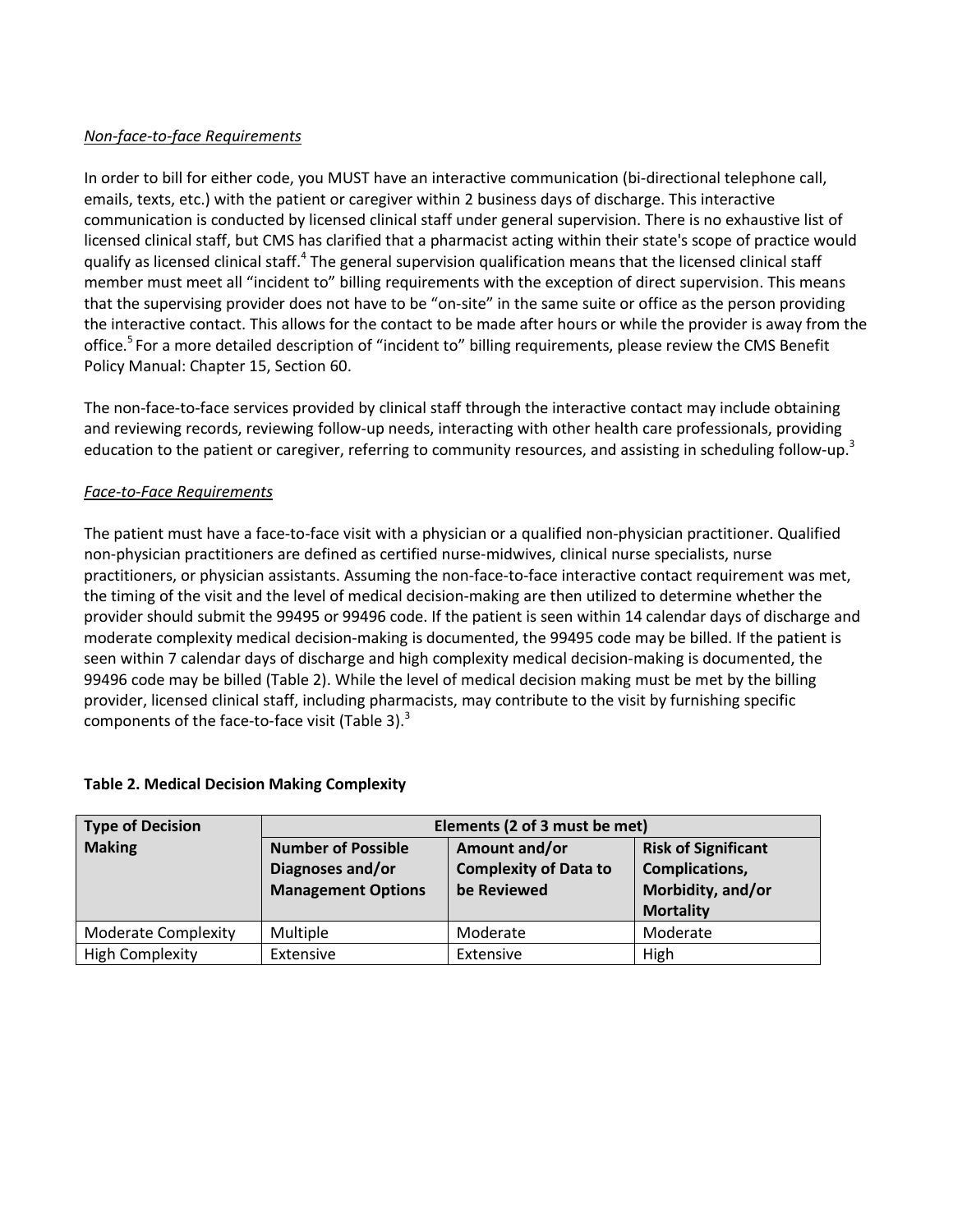*Non-face-to-face Requirements*

In order to bill for either code, you MUST have an interactive communication (bi-directional telephone call, emails, texts, etc.) with the patient or caregiver within 2 business days of discharge. This interactive communication is conducted by licensed clinical staff under general supervision. There is no exhaustive list of licensed clinical staff, but CMS has clarified that a pharmacist acting within their state's scope of practice would qualify as licensed clinical staff.[4] The general supervision qualification means that the licensed clinical staff member must meet all "incident to" billing requirements with the exception of direct supervision. This means that the supervising provider does not have to be "on-site" in the same suite or office as the person providing the interactive contact. This allows for the contact to be made after hours or while the provider is away from the office.[5] For a more detailed description of "incident to" billing requirements, please review the CMS Benefit Policy Manual: Chapter 15, Section 60.

The non-face-to-face services provided by clinical staff through the interactive contact may include obtaining and reviewing records, reviewing follow-up needs, interacting with other health care professionals, providing education to the patient or caregiver, referring to community resources, and assisting in scheduling follow-up.[3]

*Face-to-Face Requirements*

The patient must have a face-to-face visit with a physician or a qualified non-physician practitioner. Qualified non-physician practitioners are defined as certified nurse-midwives, clinical nurse specialists, nurse practitioners, or physician assistants. Assuming the non-face-to-face interactive contact requirement was met, the timing of the visit and the level of medical decision-making are then utilized to determine whether the provider should submit the 99495 or 99496 code. If the patient is seen within 14 calendar days of discharge and moderate complexity medical decision-making is documented, the 99495 code may be billed. If the patient is seen within 7 calendar days of discharge and high complexity medical decision-making is documented, the 99496 code may be billed (Table 2). While the level of medical decision making must be met by the billing provider, licensed clinical staff, including pharmacists, may contribute to the visit by furnishing specific components of the face-to-face visit (Table 3).[3]

**Table 2. Medical Decision Making Complexity**

| Type of Decision Making | Elements (2 of 3 must be met) | | |
|---|---|---|---|
| | **Number of Possible Diagnoses and/or Management Options** | **Amount and/or Complexity of Data to be Reviewed** | **Risk of Significant Complications, Morbidity, and/or Mortality** |
| Moderate Complexity | Multiple | Moderate | Moderate |
| High Complexity | Extensive | Extensive | High |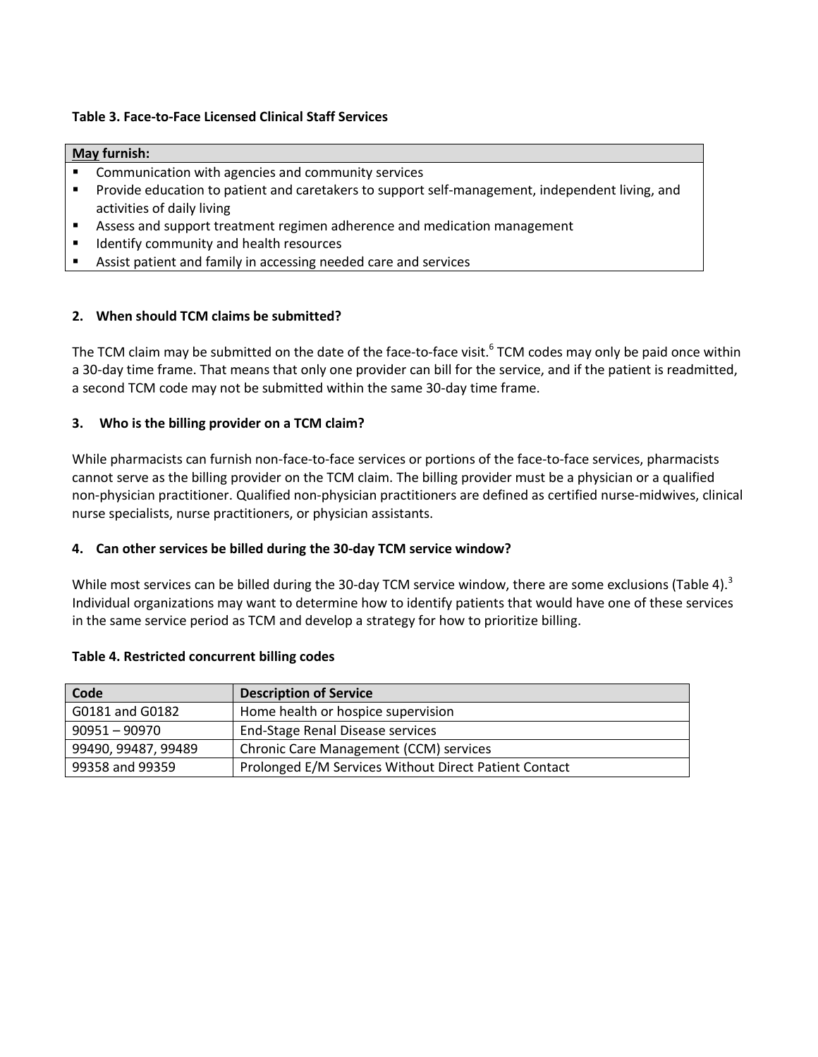**Table 3. Face-to-Face Licensed Clinical Staff Services**

| **May furnish:** |
| --- |
| ▪ Communication with agencies and community services<br>▪ Provide education to patient and caretakers to support self-management, independent living, and activities of daily living<br>▪ Assess and support treatment regimen adherence and medication management<br>▪ Identify community and health resources<br>▪ Assist patient and family in accessing needed care and services |

### 2. When should TCM claims be submitted?

The TCM claim may be submitted on the date of the face-to-face visit.[6] TCM codes may only be paid once within a 30-day time frame. That means that only one provider can bill for the service, and if the patient is readmitted, a second TCM code may not be submitted within the same 30-day time frame.

### 3. Who is the billing provider on a TCM claim?

While pharmacists can furnish non-face-to-face services or portions of the face-to-face services, pharmacists cannot serve as the billing provider on the TCM claim. The billing provider must be a physician or a qualified non-physician practitioner. Qualified non-physician practitioners are defined as certified nurse-midwives, clinical nurse specialists, nurse practitioners, or physician assistants.

### 4. Can other services be billed during the 30-day TCM service window?

While most services can be billed during the 30-day TCM service window, there are some exclusions (Table 4).[3] Individual organizations may want to determine how to identify patients that would have one of these services in the same service period as TCM and develop a strategy for how to prioritize billing.

**Table 4. Restricted concurrent billing codes**

| Code | Description of Service |
| --- | --- |
| G0181 and G0182 | Home health or hospice supervision |
| 90951 – 90970 | End-Stage Renal Disease services |
| 99490, 99487, 99489 | Chronic Care Management (CCM) services |
| 99358 and 99359 | Prolonged E/M Services Without Direct Patient Contact |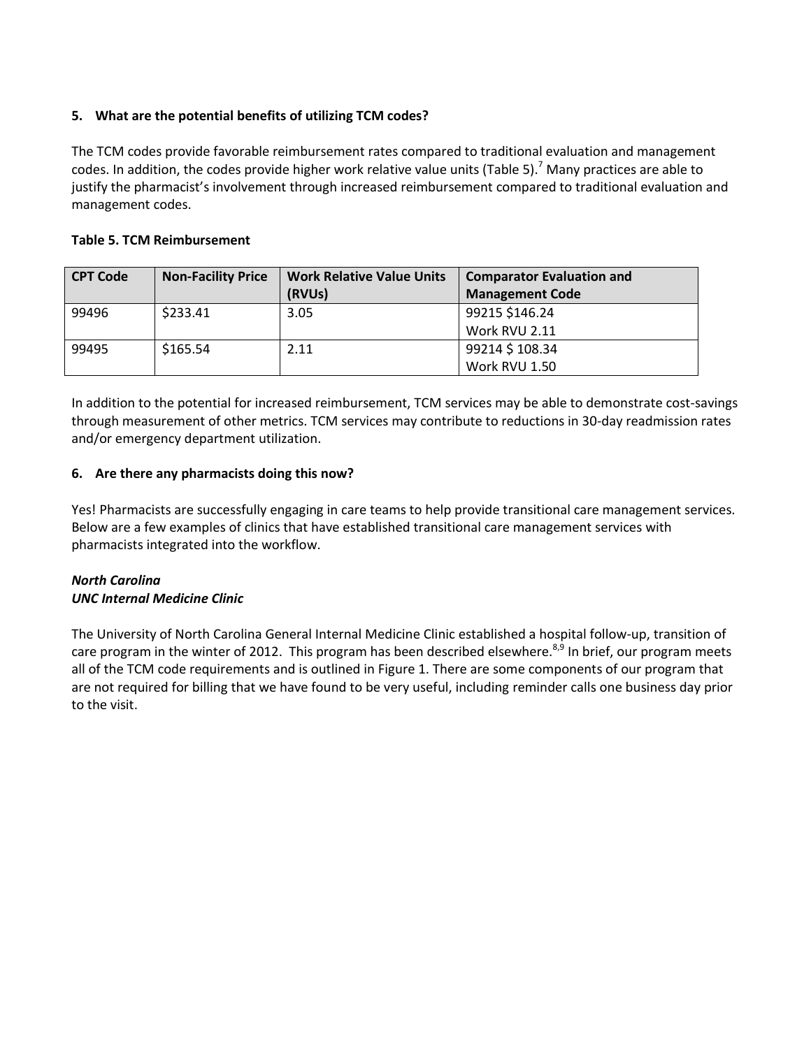**5. What are the potential benefits of utilizing TCM codes?**

The TCM codes provide favorable reimbursement rates compared to traditional evaluation and management codes. In addition, the codes provide higher work relative value units (Table 5).[7] Many practices are able to justify the pharmacist's involvement through increased reimbursement compared to traditional evaluation and management codes.

**Table 5. TCM Reimbursement**

| CPT Code | Non-Facility Price | Work Relative Value Units (RVUs) | Comparator Evaluation and Management Code |
| --- | --- | --- | --- |
| 99496 | $233.41 | 3.05 | 99215 $146.24<br>Work RVU 2.11 |
| 99495 | $165.54 | 2.11 | 99214 $ 108.34<br>Work RVU 1.50 |

In addition to the potential for increased reimbursement, TCM services may be able to demonstrate cost-savings through measurement of other metrics. TCM services may contribute to reductions in 30-day readmission rates and/or emergency department utilization.

**6. Are there any pharmacists doing this now?**

Yes! Pharmacists are successfully engaging in care teams to help provide transitional care management services. Below are a few examples of clinics that have established transitional care management services with pharmacists integrated into the workflow.

***North Carolina***
***UNC Internal Medicine Clinic***

The University of North Carolina General Internal Medicine Clinic established a hospital follow-up, transition of care program in the winter of 2012. This program has been described elsewhere.[8,9] In brief, our program meets all of the TCM code requirements and is outlined in Figure 1. There are some components of our program that are not required for billing that we have found to be very useful, including reminder calls one business day prior to the visit.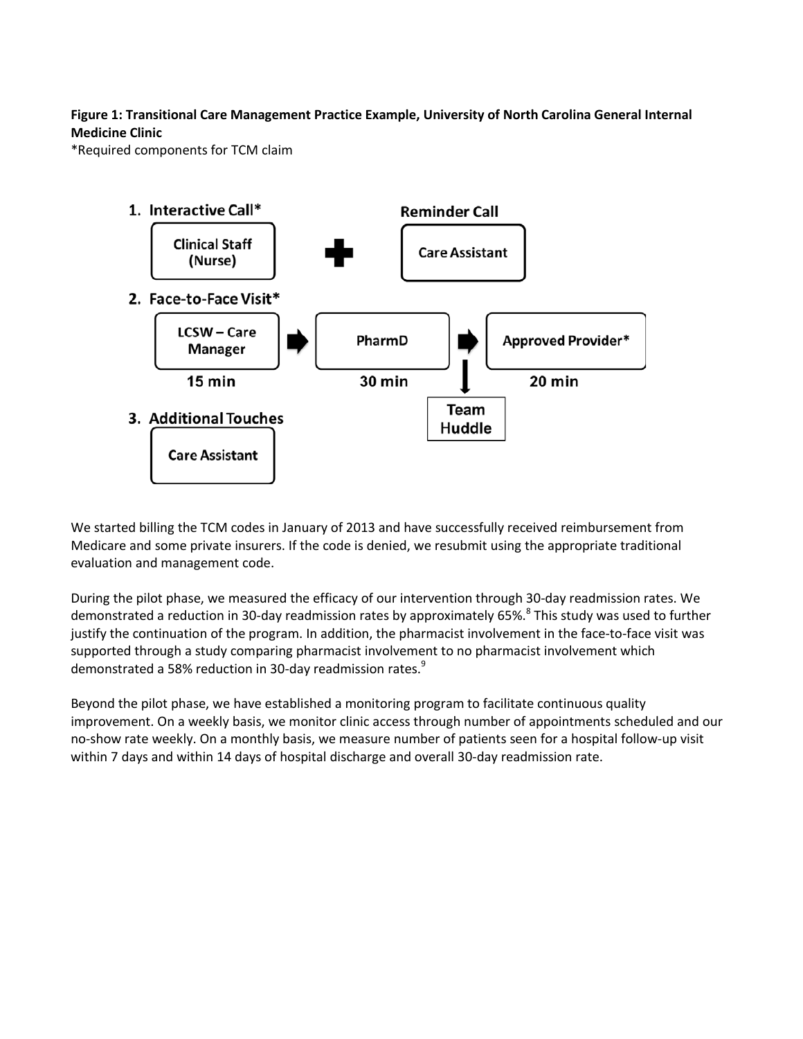**Figure 1: Transitional Care Management Practice Example, University of North Carolina General Internal Medicine Clinic**

*Required components for TCM claim

1. **Interactive Call***
   - Clinical Staff (Nurse)

   **+ Reminder Call**
   - Care Assistant

2. **Face-to-Face Visit***
   - LCSW – Care Manager (15 min) → PharmD (30 min) → Approved Provider* (20 min)
   - Team Huddle

3. **Additional Touches**
   - Care Assistant

We started billing the TCM codes in January of 2013 and have successfully received reimbursement from Medicare and some private insurers. If the code is denied, we resubmit using the appropriate traditional evaluation and management code.

During the pilot phase, we measured the efficacy of our intervention through 30-day readmission rates. We demonstrated a reduction in 30-day readmission rates by approximately 65%.[8] This study was used to further justify the continuation of the program. In addition, the pharmacist involvement in the face-to-face visit was supported through a study comparing pharmacist involvement to no pharmacist involvement which demonstrated a 58% reduction in 30-day readmission rates.[9]

Beyond the pilot phase, we have established a monitoring program to facilitate continuous quality improvement. On a weekly basis, we monitor clinic access through number of appointments scheduled and our no-show rate weekly. On a monthly basis, we measure number of patients seen for a hospital follow-up visit within 7 days and within 14 days of hospital discharge and overall 30-day readmission rate.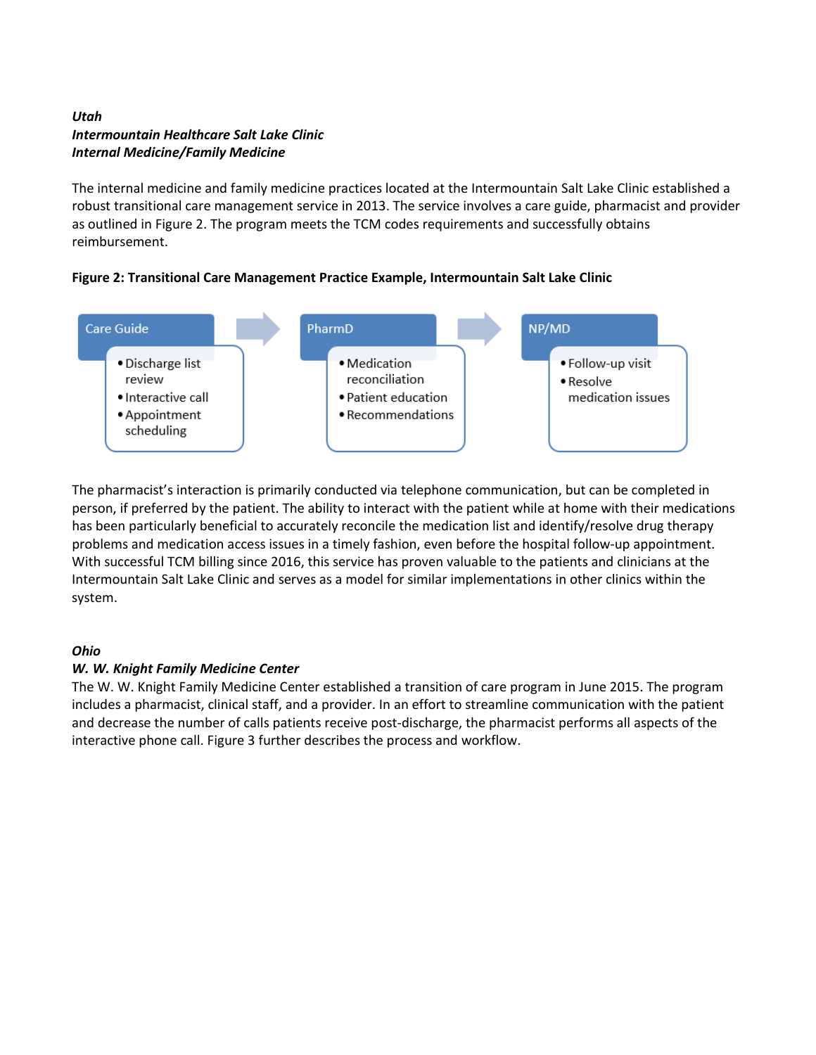***Utah***
***Intermountain Healthcare Salt Lake Clinic***
***Internal Medicine/Family Medicine***

The internal medicine and family medicine practices located at the Intermountain Salt Lake Clinic established a robust transitional care management service in 2013. The service involves a care guide, pharmacist and provider as outlined in Figure 2. The program meets the TCM codes requirements and successfully obtains reimbursement.

**Figure 2: Transitional Care Management Practice Example, Intermountain Salt Lake Clinic**

**Care Guide**
- Discharge list review
- Interactive call
- Appointment scheduling

→

**PharmD**
- Medication reconciliation
- Patient education
- Recommendations

→

**NP/MD**
- Follow-up visit
- Resolve medication issues

The pharmacist's interaction is primarily conducted via telephone communication, but can be completed in person, if preferred by the patient. The ability to interact with the patient while at home with their medications has been particularly beneficial to accurately reconcile the medication list and identify/resolve drug therapy problems and medication access issues in a timely fashion, even before the hospital follow-up appointment. With successful TCM billing since 2016, this service has proven valuable to the patients and clinicians at the Intermountain Salt Lake Clinic and serves as a model for similar implementations in other clinics within the system.

***Ohio***
***W. W. Knight Family Medicine Center***

The W. W. Knight Family Medicine Center established a transition of care program in June 2015. The program includes a pharmacist, clinical staff, and a provider. In an effort to streamline communication with the patient and decrease the number of calls patients receive post-discharge, the pharmacist performs all aspects of the interactive phone call. Figure 3 further describes the process and workflow.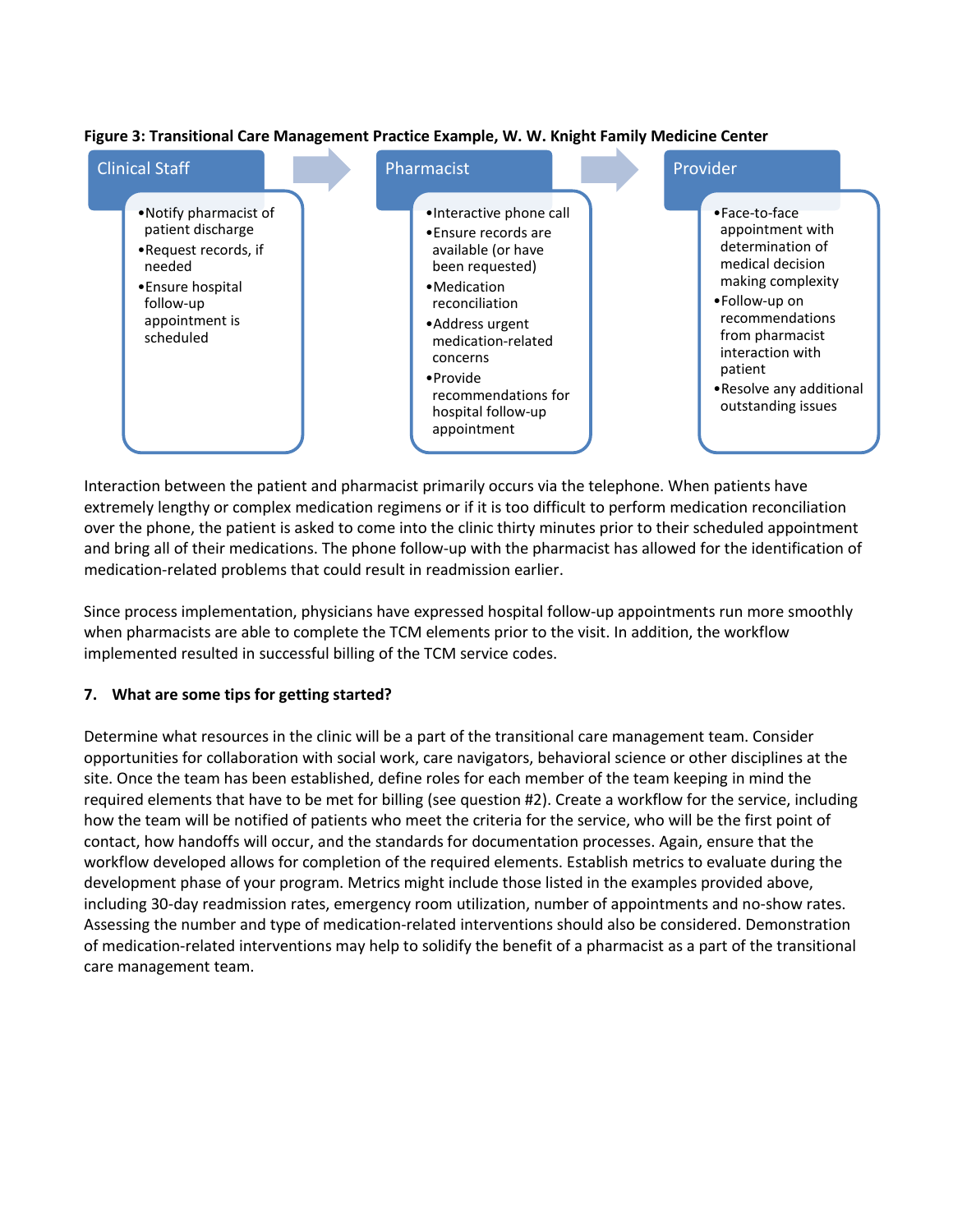**Figure 3: Transitional Care Management Practice Example, W. W. Knight Family Medicine Center**

**Clinical Staff**

- Notify pharmacist of patient discharge
- Request records, if needed
- Ensure hospital follow-up appointment is scheduled

**Pharmacist**

- Interactive phone call
- Ensure records are available (or have been requested)
- Medication reconciliation
- Address urgent medication-related concerns
- Provide recommendations for hospital follow-up appointment

**Provider**

- Face-to-face appointment with determination of medical decision making complexity
- Follow-up on recommendations from pharmacist interaction with patient
- Resolve any additional outstanding issues

Interaction between the patient and pharmacist primarily occurs via the telephone. When patients have extremely lengthy or complex medication regimens or if it is too difficult to perform medication reconciliation over the phone, the patient is asked to come into the clinic thirty minutes prior to their scheduled appointment and bring all of their medications. The phone follow-up with the pharmacist has allowed for the identification of medication-related problems that could result in readmission earlier.

Since process implementation, physicians have expressed hospital follow-up appointments run more smoothly when pharmacists are able to complete the TCM elements prior to the visit. In addition, the workflow implemented resulted in successful billing of the TCM service codes.

### 7. What are some tips for getting started?

Determine what resources in the clinic will be a part of the transitional care management team. Consider opportunities for collaboration with social work, care navigators, behavioral science or other disciplines at the site. Once the team has been established, define roles for each member of the team keeping in mind the required elements that have to be met for billing (see question #2). Create a workflow for the service, including how the team will be notified of patients who meet the criteria for the service, who will be the first point of contact, how handoffs will occur, and the standards for documentation processes. Again, ensure that the workflow developed allows for completion of the required elements. Establish metrics to evaluate during the development phase of your program. Metrics might include those listed in the examples provided above, including 30-day readmission rates, emergency room utilization, number of appointments and no-show rates. Assessing the number and type of medication-related interventions should also be considered. Demonstration of medication-related interventions may help to solidify the benefit of a pharmacist as a part of the transitional care management team.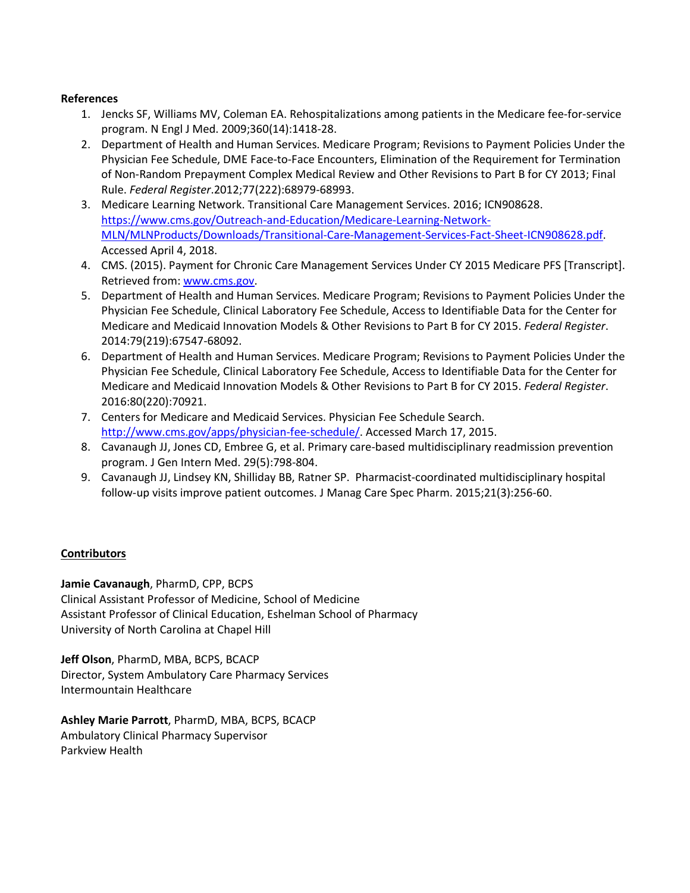**References**

1. Jencks SF, Williams MV, Coleman EA. Rehospitalizations among patients in the Medicare fee-for-service program. N Engl J Med. 2009;360(14):1418-28.
2. Department of Health and Human Services. Medicare Program; Revisions to Payment Policies Under the Physician Fee Schedule, DME Face-to-Face Encounters, Elimination of the Requirement for Termination of Non-Random Prepayment Complex Medical Review and Other Revisions to Part B for CY 2013; Final Rule. *Federal Register*.2012;77(222):68979-68993.
3. Medicare Learning Network. Transitional Care Management Services. 2016; ICN908628. [https://www.cms.gov/Outreach-and-Education/Medicare-Learning-Network-MLN/MLNProducts/Downloads/Transitional-Care-Management-Services-Fact-Sheet-ICN908628.pdf](https://www.cms.gov/Outreach-and-Education/Medicare-Learning-Network-MLN/MLNProducts/Downloads/Transitional-Care-Management-Services-Fact-Sheet-ICN908628.pdf). Accessed April 4, 2018.
4. CMS. (2015). Payment for Chronic Care Management Services Under CY 2015 Medicare PFS [Transcript]. Retrieved from: [www.cms.gov](www.cms.gov).
5. Department of Health and Human Services. Medicare Program; Revisions to Payment Policies Under the Physician Fee Schedule, Clinical Laboratory Fee Schedule, Access to Identifiable Data for the Center for Medicare and Medicaid Innovation Models & Other Revisions to Part B for CY 2015. *Federal Register*. 2014:79(219):67547-68092.
6. Department of Health and Human Services. Medicare Program; Revisions to Payment Policies Under the Physician Fee Schedule, Clinical Laboratory Fee Schedule, Access to Identifiable Data for the Center for Medicare and Medicaid Innovation Models & Other Revisions to Part B for CY 2015. *Federal Register*. 2016:80(220):70921.
7. Centers for Medicare and Medicaid Services. Physician Fee Schedule Search. [http://www.cms.gov/apps/physician-fee-schedule/](http://www.cms.gov/apps/physician-fee-schedule/). Accessed March 17, 2015.
8. Cavanaugh JJ, Jones CD, Embree G, et al. Primary care-based multidisciplinary readmission prevention program. J Gen Intern Med. 29(5):798-804.
9. Cavanaugh JJ, Lindsey KN, Shilliday BB, Ratner SP. Pharmacist-coordinated multidisciplinary hospital follow-up visits improve patient outcomes. J Manag Care Spec Pharm. 2015;21(3):256-60.

**Contributors**

**Jamie Cavanaugh**, PharmD, CPP, BCPS
Clinical Assistant Professor of Medicine, School of Medicine
Assistant Professor of Clinical Education, Eshelman School of Pharmacy
University of North Carolina at Chapel Hill

**Jeff Olson**, PharmD, MBA, BCPS, BCACP
Director, System Ambulatory Care Pharmacy Services
Intermountain Healthcare

**Ashley Marie Parrott**, PharmD, MBA, BCPS, BCACP
Ambulatory Clinical Pharmacy Supervisor
Parkview Health